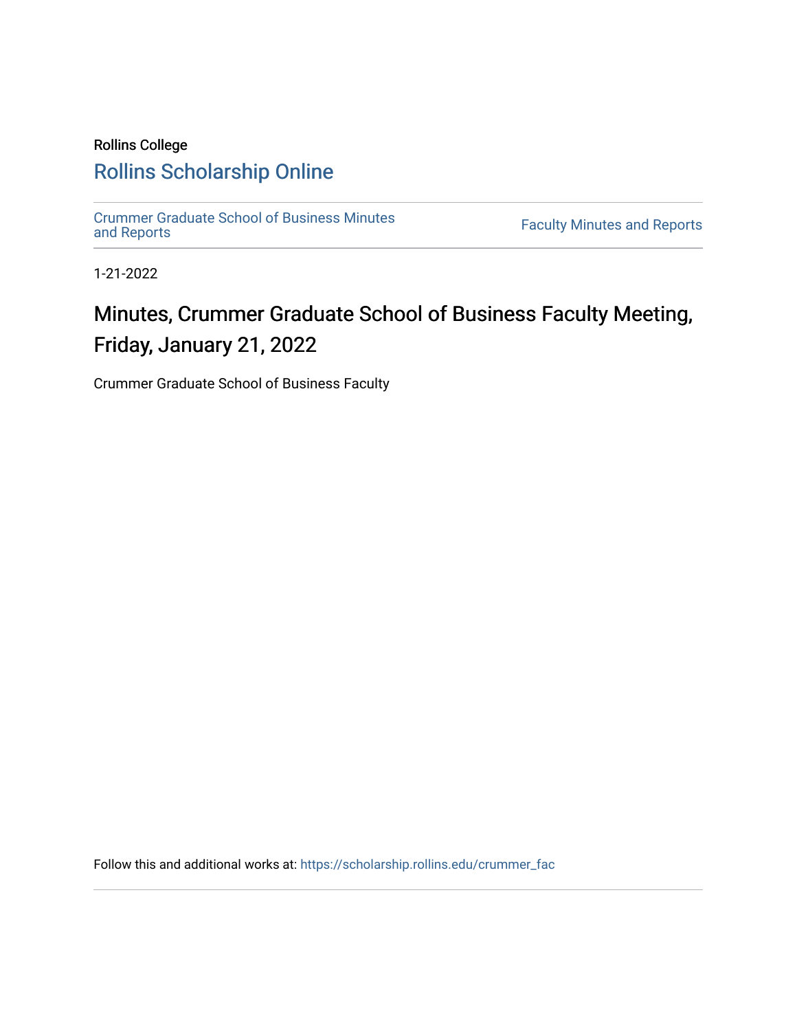Rollins College

Rollins Scholarship Online

Crummer Graduate School of Business Minutes and Reports

Faculty Minutes and Reports

1-21-2022

# Minutes, Crummer Graduate School of Business Faculty Meeting, Friday, January 21, 2022

Crummer Graduate School of Business Faculty

Follow this and additional works at: https://scholarship.rollins.edu/crummer_fac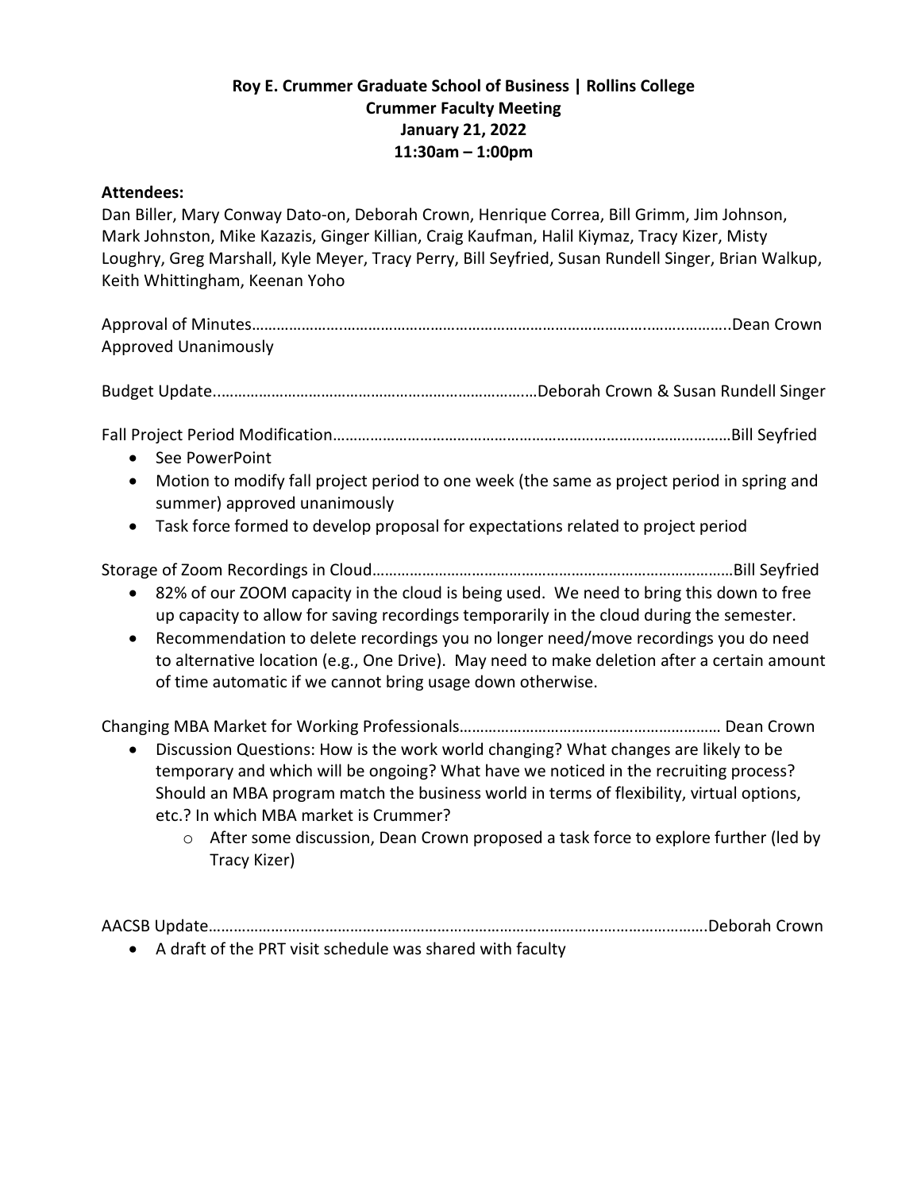**Roy E. Crummer Graduate School of Business | Rollins College**
**Crummer Faculty Meeting**
**January 21, 2022**
**11:30am – 1:00pm**

**Attendees:**
Dan Biller, Mary Conway Dato-on, Deborah Crown, Henrique Correa, Bill Grimm, Jim Johnson, Mark Johnston, Mike Kazazis, Ginger Killian, Craig Kaufman, Halil Kiymaz, Tracy Kizer, Misty Loughry, Greg Marshall, Kyle Meyer, Tracy Perry, Bill Seyfried, Susan Rundell Singer, Brian Walkup, Keith Whittingham, Keenan Yoho

Approval of Minutes……………………………………………………………………………………………………..Dean Crown
Approved Unanimously

Budget Update..……………………………………………………………………Deborah Crown & Susan Rundell Singer

Fall Project Period Modification……………………………………………………………………………………Bill Seyfried

- See PowerPoint
- Motion to modify fall project period to one week (the same as project period in spring and summer) approved unanimously
- Task force formed to develop proposal for expectations related to project period

Storage of Zoom Recordings in Cloud……………………………………………………………………………Bill Seyfried

- 82% of our ZOOM capacity in the cloud is being used. We need to bring this down to free up capacity to allow for saving recordings temporarily in the cloud during the semester.
- Recommendation to delete recordings you no longer need/move recordings you do need to alternative location (e.g., One Drive). May need to make deletion after a certain amount of time automatic if we cannot bring usage down otherwise.

Changing MBA Market for Working Professionals…………………………………………………… Dean Crown

- Discussion Questions: How is the work world changing? What changes are likely to be temporary and which will be ongoing? What have we noticed in the recruiting process? Should an MBA program match the business world in terms of flexibility, virtual options, etc.? In which MBA market is Crummer?
    - After some discussion, Dean Crown proposed a task force to explore further (led by Tracy Kizer)

AACSB Update……………………………………………………………………………………………………….Deborah Crown

- A draft of the PRT visit schedule was shared with faculty